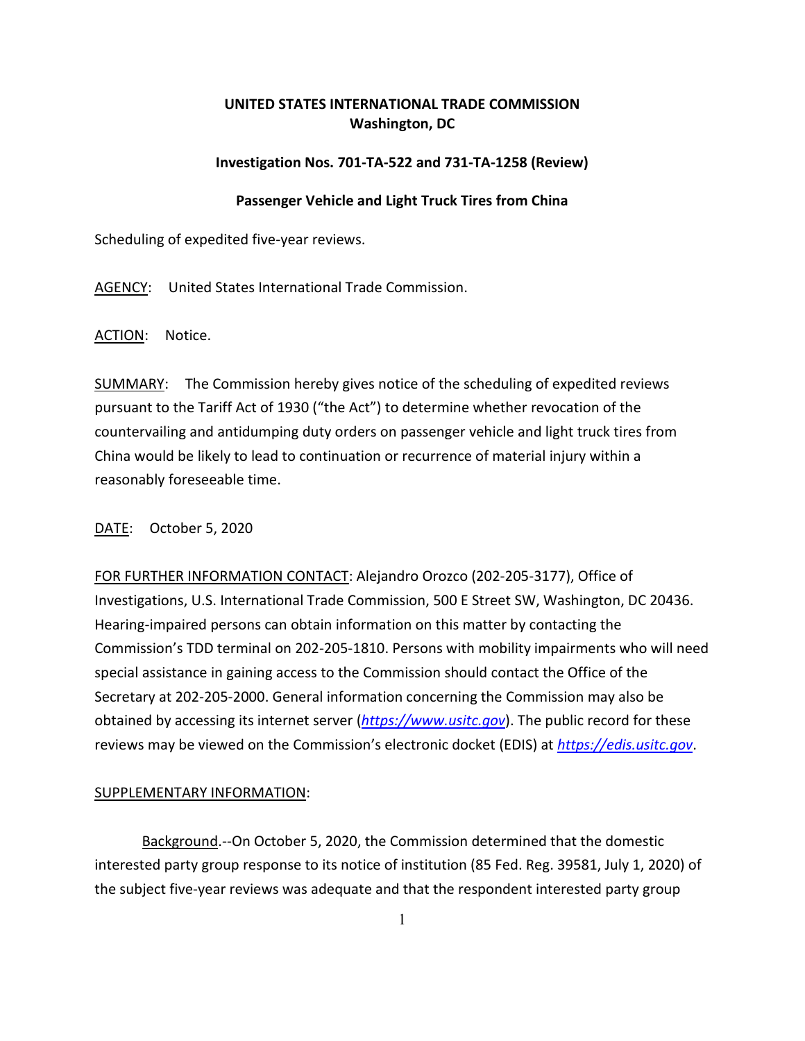**UNITED STATES INTERNATIONAL TRADE COMMISSION**
**Washington, DC**

**Investigation Nos. 701-TA-522 and 731-TA-1258 (Review)**

**Passenger Vehicle and Light Truck Tires from China**

Scheduling of expedited five-year reviews.

AGENCY: United States International Trade Commission.

ACTION: Notice.

SUMMARY: The Commission hereby gives notice of the scheduling of expedited reviews pursuant to the Tariff Act of 1930 ("the Act") to determine whether revocation of the countervailing and antidumping duty orders on passenger vehicle and light truck tires from China would be likely to lead to continuation or recurrence of material injury within a reasonably foreseeable time.

DATE: October 5, 2020

FOR FURTHER INFORMATION CONTACT: Alejandro Orozco (202-205-3177), Office of Investigations, U.S. International Trade Commission, 500 E Street SW, Washington, DC 20436. Hearing-impaired persons can obtain information on this matter by contacting the Commission's TDD terminal on 202-205-1810. Persons with mobility impairments who will need special assistance in gaining access to the Commission should contact the Office of the Secretary at 202-205-2000. General information concerning the Commission may also be obtained by accessing its internet server (*https://www.usitc.gov*). The public record for these reviews may be viewed on the Commission's electronic docket (EDIS) at *https://edis.usitc.gov*.

SUPPLEMENTARY INFORMATION:

Background.--On October 5, 2020, the Commission determined that the domestic interested party group response to its notice of institution (85 Fed. Reg. 39581, July 1, 2020) of the subject five-year reviews was adequate and that the respondent interested party group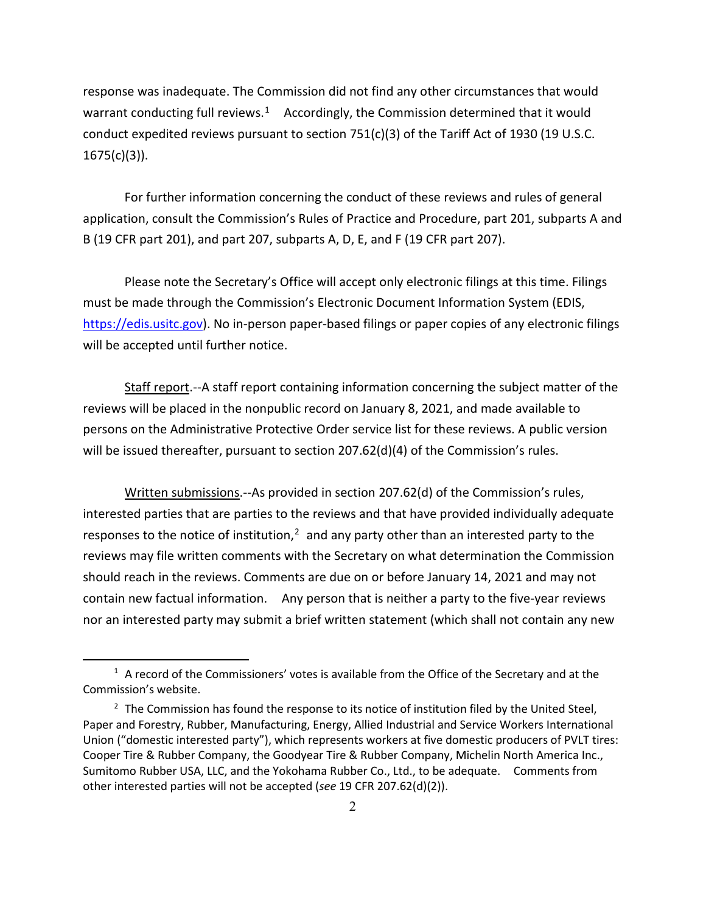response was inadequate. The Commission did not find any other circumstances that would warrant conducting full reviews.[1] Accordingly, the Commission determined that it would conduct expedited reviews pursuant to section 751(c)(3) of the Tariff Act of 1930 (19 U.S.C. 1675(c)(3)).

For further information concerning the conduct of these reviews and rules of general application, consult the Commission's Rules of Practice and Procedure, part 201, subparts A and B (19 CFR part 201), and part 207, subparts A, D, E, and F (19 CFR part 207).

Please note the Secretary's Office will accept only electronic filings at this time. Filings must be made through the Commission's Electronic Document Information System (EDIS, https://edis.usitc.gov). No in-person paper-based filings or paper copies of any electronic filings will be accepted until further notice.

Staff report.--A staff report containing information concerning the subject matter of the reviews will be placed in the nonpublic record on January 8, 2021, and made available to persons on the Administrative Protective Order service list for these reviews. A public version will be issued thereafter, pursuant to section 207.62(d)(4) of the Commission's rules.

Written submissions.--As provided in section 207.62(d) of the Commission's rules, interested parties that are parties to the reviews and that have provided individually adequate responses to the notice of institution,[2] and any party other than an interested party to the reviews may file written comments with the Secretary on what determination the Commission should reach in the reviews. Comments are due on or before January 14, 2021 and may not contain new factual information. Any person that is neither a party to the five-year reviews nor an interested party may submit a brief written statement (which shall not contain any new

---

[1] A record of the Commissioners' votes is available from the Office of the Secretary and at the Commission's website.

[2] The Commission has found the response to its notice of institution filed by the United Steel, Paper and Forestry, Rubber, Manufacturing, Energy, Allied Industrial and Service Workers International Union ("domestic interested party"), which represents workers at five domestic producers of PVLT tires: Cooper Tire & Rubber Company, the Goodyear Tire & Rubber Company, Michelin North America Inc., Sumitomo Rubber USA, LLC, and the Yokohama Rubber Co., Ltd., to be adequate. Comments from other interested parties will not be accepted (*see* 19 CFR 207.62(d)(2)).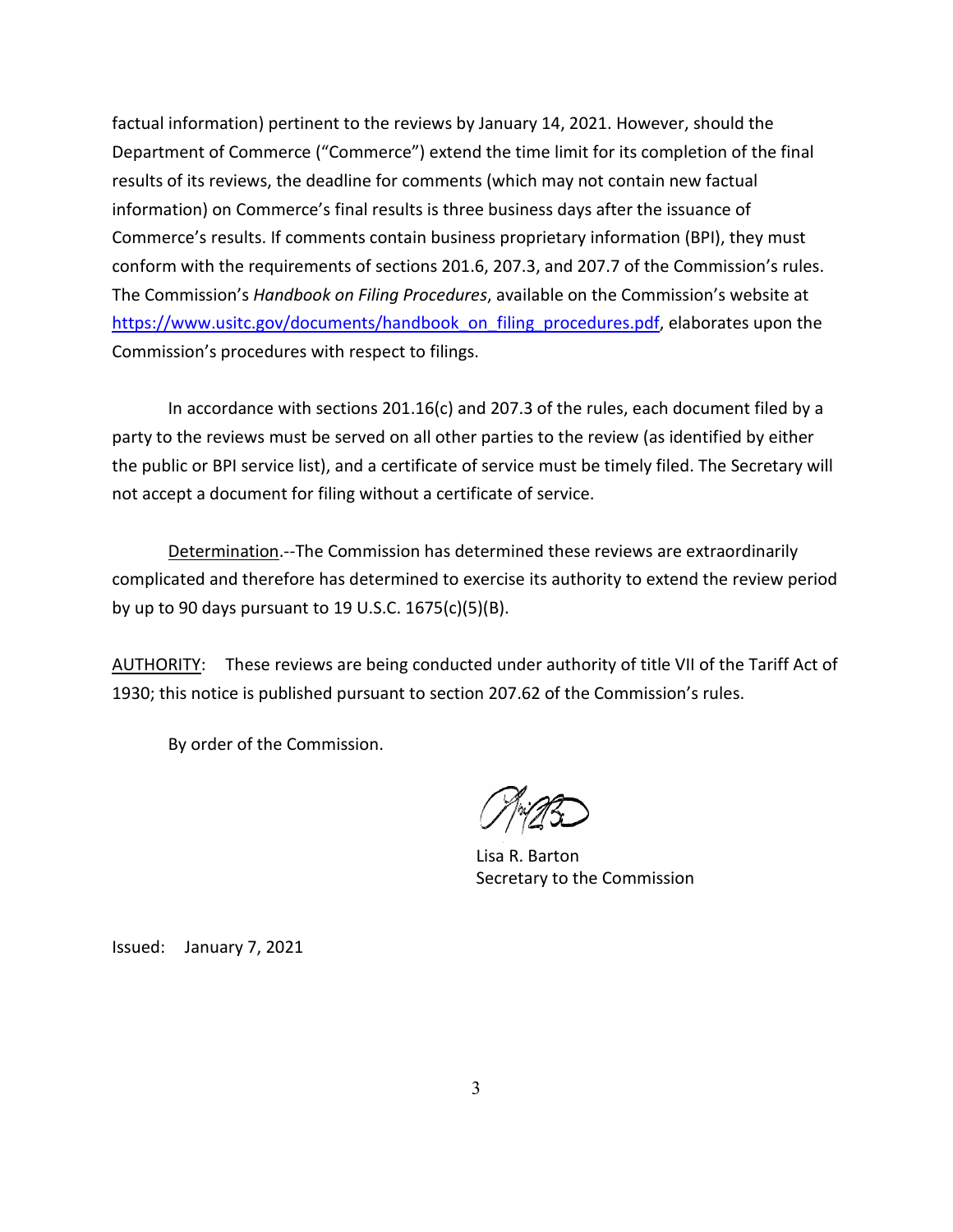factual information) pertinent to the reviews by January 14, 2021. However, should the Department of Commerce ("Commerce") extend the time limit for its completion of the final results of its reviews, the deadline for comments (which may not contain new factual information) on Commerce's final results is three business days after the issuance of Commerce's results. If comments contain business proprietary information (BPI), they must conform with the requirements of sections 201.6, 207.3, and 207.7 of the Commission's rules. The Commission's *Handbook on Filing Procedures*, available on the Commission's website at https://www.usitc.gov/documents/handbook_on_filing_procedures.pdf, elaborates upon the Commission's procedures with respect to filings.

In accordance with sections 201.16(c) and 207.3 of the rules, each document filed by a party to the reviews must be served on all other parties to the review (as identified by either the public or BPI service list), and a certificate of service must be timely filed. The Secretary will not accept a document for filing without a certificate of service.

Determination.--The Commission has determined these reviews are extraordinarily complicated and therefore has determined to exercise its authority to extend the review period by up to 90 days pursuant to 19 U.S.C. 1675(c)(5)(B).

AUTHORITY: These reviews are being conducted under authority of title VII of the Tariff Act of 1930; this notice is published pursuant to section 207.62 of the Commission's rules.

By order of the Commission.

Lisa R. Barton
Secretary to the Commission

Issued: January 7, 2021